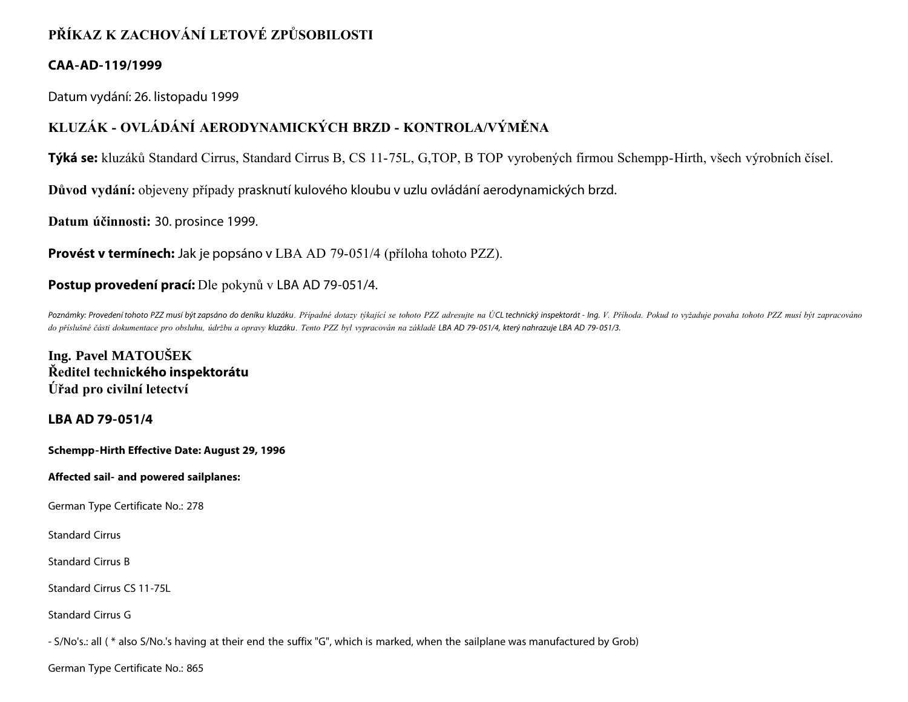# PŘÍKAZ K ZACHOVÁNÍ LETOVÉ ZPŮSOBILOSTI

## CAA-AD-119/1999

Datum vydání: 26. listopadu 1999

## KLUZÁK - OVLÁDÁNÍ AERODYNAMICKÝCH BRZD - KONTROLA/VÝMĚNA

**Týká se:** kluzáků Standard Cirrus, Standard Cirrus B, CS 11-75L, G,TOP, B TOP vyrobených firmou Schempp-Hirth, všech výrobních čísel.

**Důvod vydání:** objeveny případy prasknutí kulového kloubu v uzlu ovládání aerodynamických brzd.

**Datum účinnosti:** 30. prosince 1999.

**Provést v termínech:** Jak je popsáno v LBA AD 79-051/4 (příloha tohoto PZZ).

**Postup provedení prací:** Dle pokynů v LBA AD 79-051/4.

*Poznámky: Provedení tohoto PZZ musí být zapsáno do deníku kluzáku. Případné dotazy týkající se tohoto PZZ adresujte na ÚCL technický inspektorát - Ing. V. Příhoda. Pokud to vyžaduje povaha tohoto PZZ musí být zapracováno do příslušné části dokumentace pro obsluhu, údržbu a opravy kluzáku. Tento PZZ byl vypracován na základě LBA AD 79-051/4, který nahrazuje LBA AD 79-051/3.*

**Ing. Pavel MATOUŠEK**
**Ředitel technického inspektorátu**
**Úřad pro civilní letectví**

## LBA AD 79-051/4

**Schempp-Hirth Effective Date: August 29, 1996**

**Affected sail- and powered sailplanes:**

German Type Certificate No.: 278

Standard Cirrus

Standard Cirrus B

Standard Cirrus CS 11-75L

Standard Cirrus G

- S/No's.: all ( * also S/No.'s having at their end the suffix "G", which is marked, when the sailplane was manufactured by Grob)

German Type Certificate No.: 865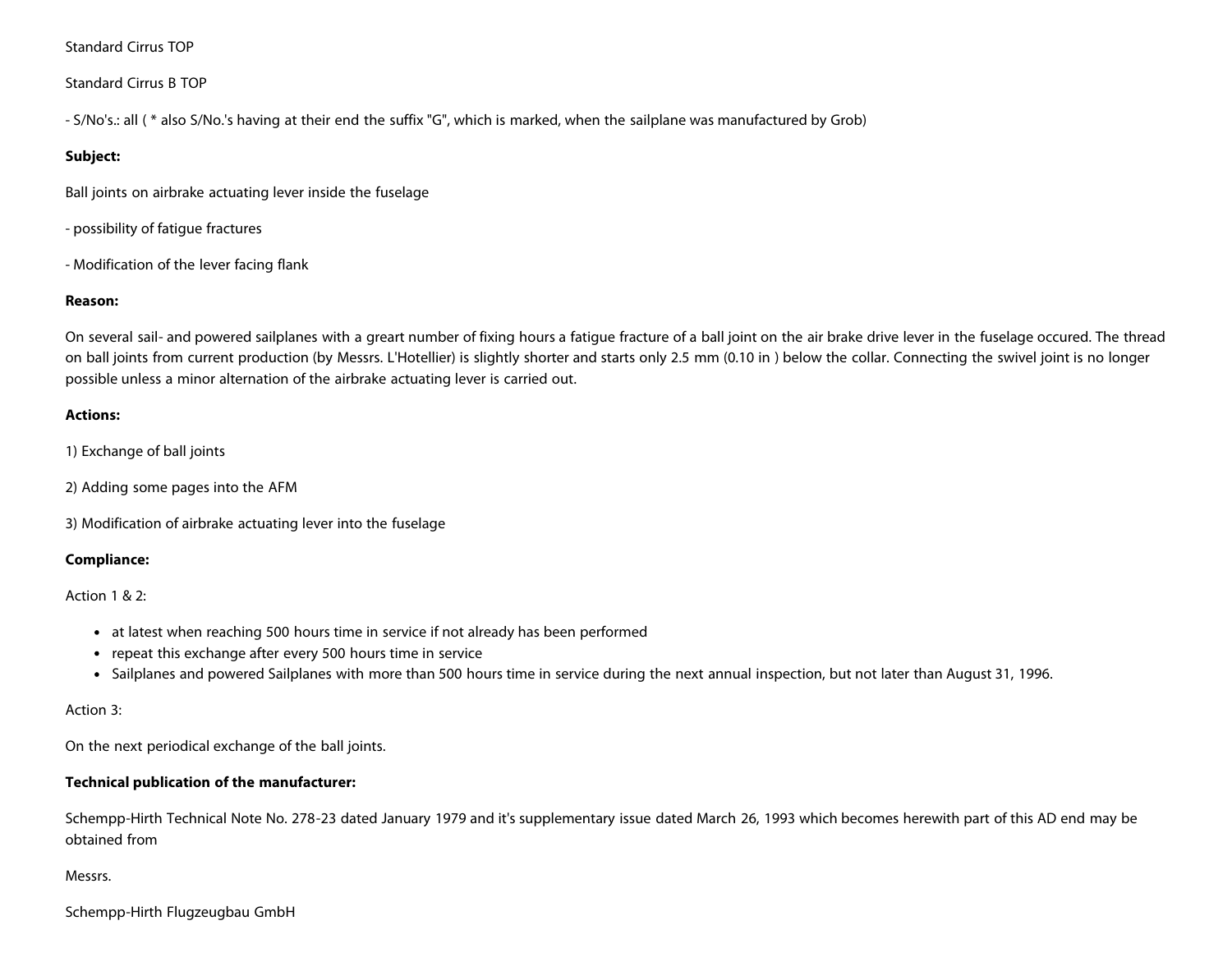Standard Cirrus TOP

Standard Cirrus B TOP

- S/No's.: all ( * also S/No.'s having at their end the suffix "G", which is marked, when the sailplane was manufactured by Grob)

**Subject:**

Ball joints on airbrake actuating lever inside the fuselage

- possibility of fatigue fractures

- Modification of the lever facing flank

**Reason:**

On several sail- and powered sailplanes with a greart number of fixing hours a fatigue fracture of a ball joint on the air brake drive lever in the fuselage occured. The thread on ball joints from current production (by Messrs. L'Hotellier) is slightly shorter and starts only 2.5 mm (0.10 in ) below the collar. Connecting the swivel joint is no longer possible unless a minor alternation of the airbrake actuating lever is carried out.

**Actions:**

1) Exchange of ball joints

2) Adding some pages into the AFM

3) Modification of airbrake actuating lever into the fuselage

**Compliance:**

Action 1 & 2:

- at latest when reaching 500 hours time in service if not already has been performed
- repeat this exchange after every 500 hours time in service
- Sailplanes and powered Sailplanes with more than 500 hours time in service during the next annual inspection, but not later than August 31, 1996.

Action 3:

On the next periodical exchange of the ball joints.

**Technical publication of the manufacturer:**

Schempp-Hirth Technical Note No. 278-23 dated January 1979 and it's supplementary issue dated March 26, 1993 which becomes herewith part of this AD end may be obtained from

Messrs.

Schempp-Hirth Flugzeugbau GmbH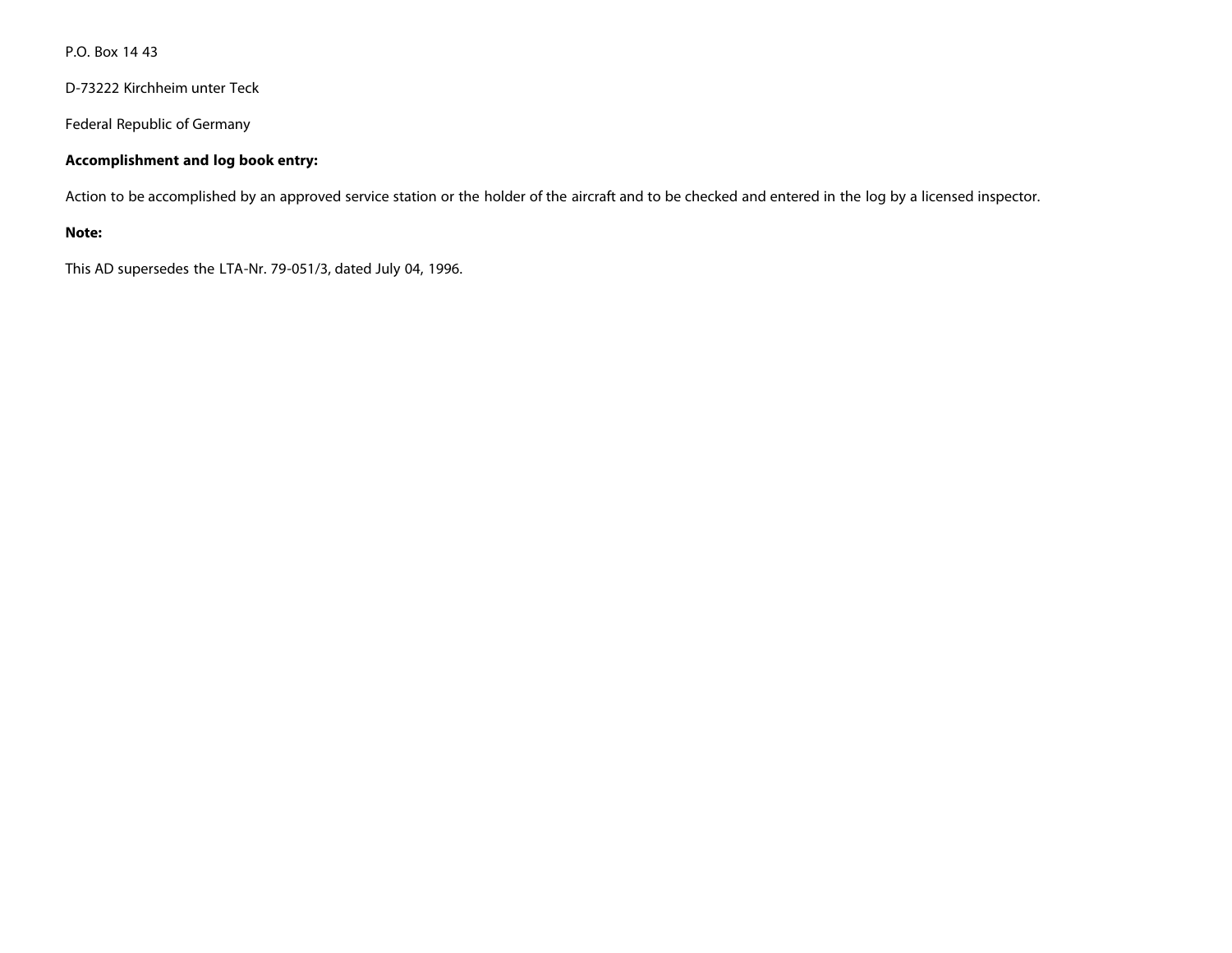P.O. Box 14 43

D-73222 Kirchheim unter Teck

Federal Republic of Germany

**Accomplishment and log book entry:**

Action to be accomplished by an approved service station or the holder of the aircraft and to be checked and entered in the log by a licensed inspector.

**Note:**

This AD supersedes the LTA-Nr. 79-051/3, dated July 04, 1996.